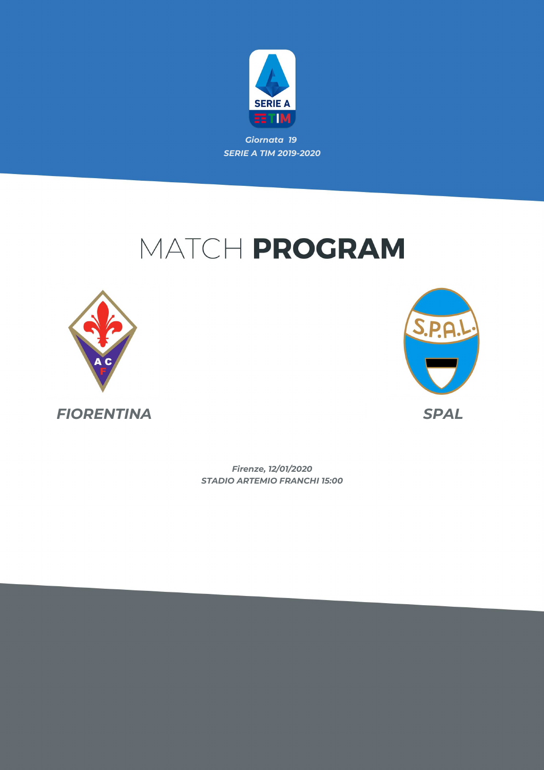*Giornata 19*

*SERIE A TIM 2019-2020*

# MATCH **PROGRAM**

***FIORENTINA***

***SPAL***

*Firenze, 12/01/2020*

*STADIO ARTEMIO FRANCHI 15:00*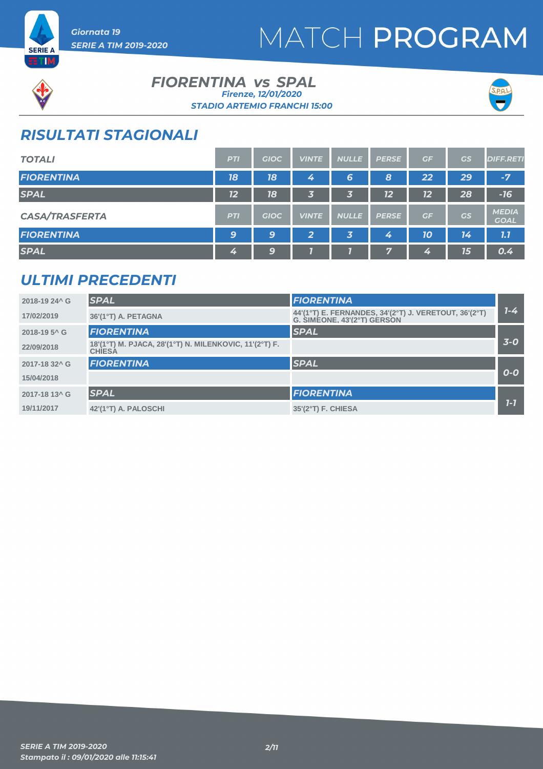# MATCH PROGRAM

Giornata 19
SERIE A TIM 2019-2020

## FIORENTINA vs SPAL

Firenze, 12/01/2020
STADIO ARTEMIO FRANCHI 15:00

## RISULTATI STAGIONALI

| TOTALI | PTI | GIOC | VINTE | NULLE | PERSE | GF | GS | DIFF.RETI |
|---|---|---|---|---|---|---|---|---|
| FIORENTINA | 18 | 18 | 4 | 6 | 8 | 22 | 29 | -7 |
| SPAL | 12 | 18 | 3 | 3 | 12 | 12 | 28 | -16 |

| CASA/TRASFERTA | PTI | GIOC | VINTE | NULLE | PERSE | GF | GS | MEDIA GOAL |
|---|---|---|---|---|---|---|---|---|
| FIORENTINA | 9 | 9 | 2 | 3 | 4 | 10 | 14 | 1.1 |
| SPAL | 4 | 9 | 1 | 1 | 7 | 4 | 15 | 0.4 |

## ULTIMI PRECEDENTI

| Giornata / Data | Casa | Trasferta | Risultato |
|---|---|---|---|
| 2018-19 24^ G | SPAL | FIORENTINA | 1-4 |
| 17/02/2019 | 36'(1°T) A. PETAGNA | 44'(1°T) E. FERNANDES, 34'(2°T) J. VERETOUT, 36'(2°T) G. SIMEONE, 43'(2°T) GERSON | |
| 2018-19 5^ G | FIORENTINA | SPAL | 3-0 |
| 22/09/2018 | 18'(1°T) M. PJACA, 28'(1°T) N. MILENKOVIC, 11'(2°T) F. CHIESA | | |
| 2017-18 32^ G | FIORENTINA | SPAL | 0-0 |
| 15/04/2018 | | | |
| 2017-18 13^ G | SPAL | FIORENTINA | 1-1 |
| 19/11/2017 | 42'(1°T) A. PALOSCHI | 35'(2°T) F. CHIESA | |

SERIE A TIM 2019-2020
Stampato il : 09/01/2020 alle 11:15:41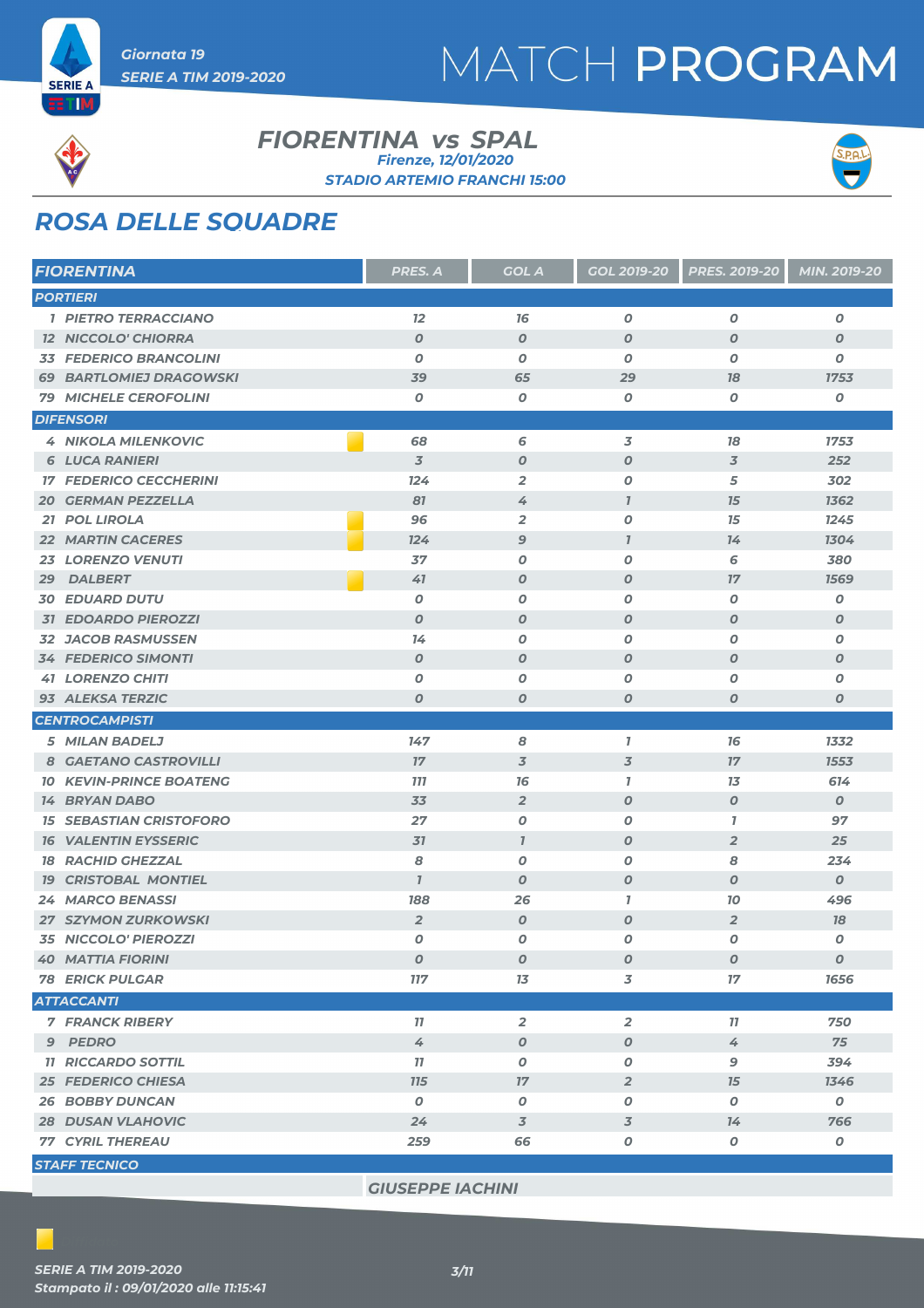Giornata 19
SERIE A TIM 2019-2020

# MATCH PROGRAM

## FIORENTINA vs SPAL

Firenze, 12/01/2020
STADIO ARTEMIO FRANCHI 15:00

## ROSA DELLE SQUADRE

| FIORENTINA | PRES. A | GOL A | GOL 2019-20 | PRES. 2019-20 | MIN. 2019-20 |
|---|---|---|---|---|---|
| **PORTIERI** | | | | | |
| 1 PIETRO TERRACCIANO | 12 | 16 | 0 | 0 | 0 |
| 12 NICCOLO' CHIORRA | 0 | 0 | 0 | 0 | 0 |
| 33 FEDERICO BRANCOLINI | 0 | 0 | 0 | 0 | 0 |
| 69 BARTLOMIEJ DRAGOWSKI | 39 | 65 | 29 | 18 | 1753 |
| 79 MICHELE CEROFOLINI | 0 | 0 | 0 | 0 | 0 |
| **DIFENSORI** | | | | | |
| 4 NIKOLA MILENKOVIC | 68 | 6 | 3 | 18 | 1753 |
| 6 LUCA RANIERI | 3 | 0 | 0 | 3 | 252 |
| 17 FEDERICO CECCHERINI | 124 | 2 | 0 | 5 | 302 |
| 20 GERMAN PEZZELLA | 81 | 4 | 1 | 15 | 1362 |
| 21 POL LIROLA | 96 | 2 | 0 | 15 | 1245 |
| 22 MARTIN CACERES | 124 | 9 | 1 | 14 | 1304 |
| 23 LORENZO VENUTI | 37 | 0 | 0 | 6 | 380 |
| 29 DALBERT | 41 | 0 | 0 | 17 | 1569 |
| 30 EDUARD DUTU | 0 | 0 | 0 | 0 | 0 |
| 31 EDOARDO PIEROZZI | 0 | 0 | 0 | 0 | 0 |
| 32 JACOB RASMUSSEN | 14 | 0 | 0 | 0 | 0 |
| 34 FEDERICO SIMONTI | 0 | 0 | 0 | 0 | 0 |
| 41 LORENZO CHITI | 0 | 0 | 0 | 0 | 0 |
| 93 ALEKSA TERZIC | 0 | 0 | 0 | 0 | 0 |
| **CENTROCAMPISTI** | | | | | |
| 5 MILAN BADELJ | 147 | 8 | 1 | 16 | 1332 |
| 8 GAETANO CASTROVILLI | 17 | 3 | 3 | 17 | 1553 |
| 10 KEVIN-PRINCE BOATENG | 111 | 16 | 1 | 13 | 614 |
| 14 BRYAN DABO | 33 | 2 | 0 | 0 | 0 |
| 15 SEBASTIAN CRISTOFORO | 27 | 0 | 0 | 1 | 97 |
| 16 VALENTIN EYSSERIC | 31 | 1 | 0 | 2 | 25 |
| 18 RACHID GHEZZAL | 8 | 0 | 0 | 8 | 234 |
| 19 CRISTOBAL MONTIEL | 1 | 0 | 0 | 0 | 0 |
| 24 MARCO BENASSI | 188 | 26 | 1 | 10 | 496 |
| 27 SZYMON ZURKOWSKI | 2 | 0 | 0 | 2 | 18 |
| 35 NICCOLO' PIEROZZI | 0 | 0 | 0 | 0 | 0 |
| 40 MATTIA FIORINI | 0 | 0 | 0 | 0 | 0 |
| 78 ERICK PULGAR | 117 | 13 | 3 | 17 | 1656 |
| **ATTACCANTI** | | | | | |
| 7 FRANCK RIBERY | 11 | 2 | 2 | 11 | 750 |
| 9 PEDRO | 4 | 0 | 0 | 4 | 75 |
| 11 RICCARDO SOTTIL | 11 | 0 | 0 | 9 | 394 |
| 25 FEDERICO CHIESA | 115 | 17 | 2 | 15 | 1346 |
| 26 BOBBY DUNCAN | 0 | 0 | 0 | 0 | 0 |
| 28 DUSAN VLAHOVIC | 24 | 3 | 3 | 14 | 766 |
| 77 CYRIL THEREAU | 259 | 66 | 0 | 0 | 0 |
| **STAFF TECNICO** | | | | | |
| GIUSEPPE IACHINI | | | | | |

SERIE A TIM 2019-2020
Stampato il : 09/01/2020 alle 11:15:41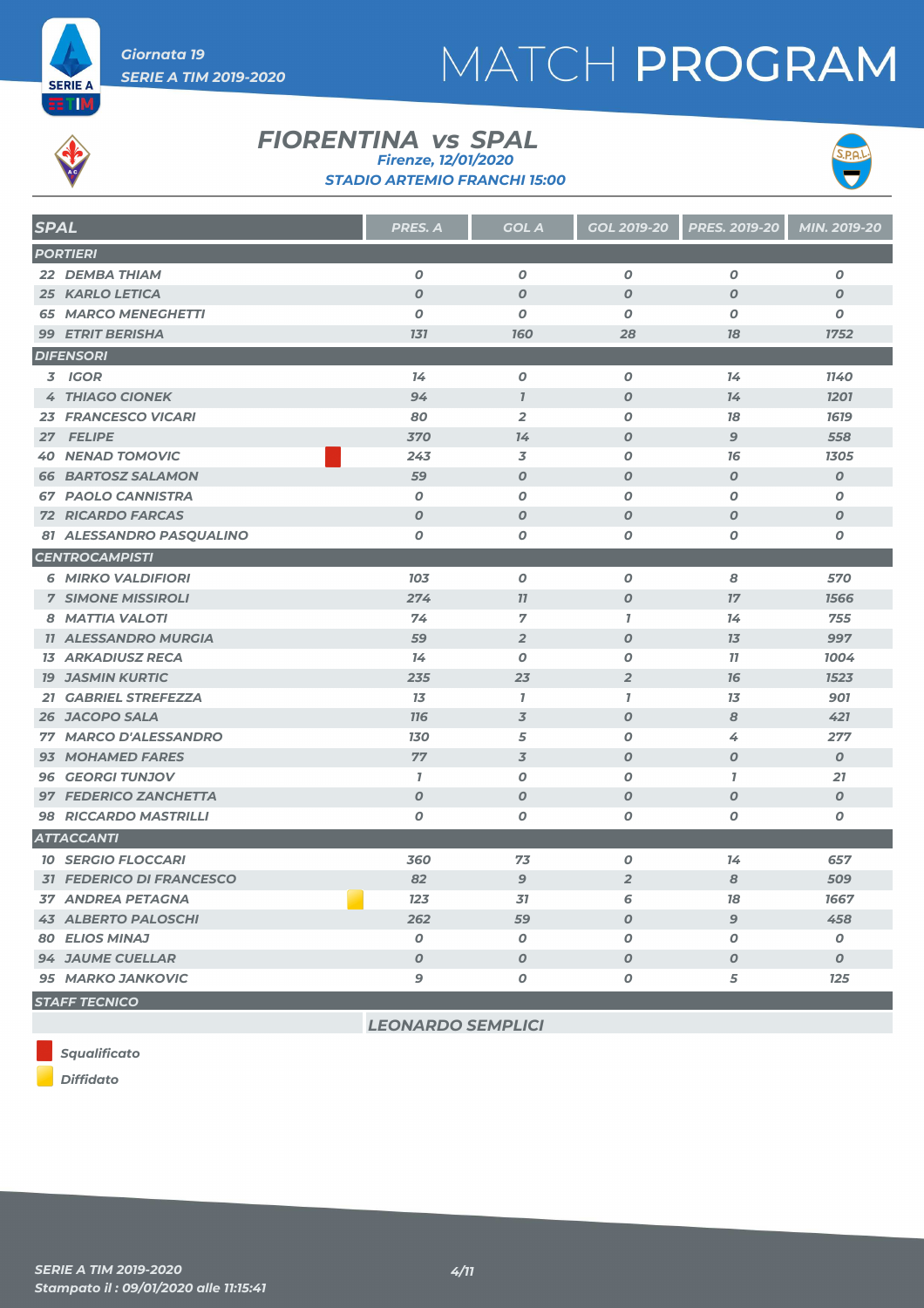# MATCH PROGRAM

Giornata 19
SERIE A TIM 2019-2020

## FIORENTINA vs SPAL

Firenze, 12/01/2020
STADIO ARTEMIO FRANCHI 15:00

| SPAL | | PRES. A | GOL A | GOL 2019-20 | PRES. 2019-20 | MIN. 2019-20 |
|---|---|---|---|---|---|---|
| **PORTIERI** | | | | | | |
| 22 DEMBA THIAM | | 0 | 0 | 0 | 0 | 0 |
| 25 KARLO LETICA | | 0 | 0 | 0 | 0 | 0 |
| 65 MARCO MENEGHETTI | | 0 | 0 | 0 | 0 | 0 |
| 99 ETRIT BERISHA | | 131 | 160 | 28 | 18 | 1752 |
| **DIFENSORI** | | | | | | |
| 3 IGOR | | 14 | 0 | 0 | 14 | 1140 |
| 4 THIAGO CIONEK | | 94 | 1 | 0 | 14 | 1201 |
| 23 FRANCESCO VICARI | | 80 | 2 | 0 | 18 | 1619 |
| 27 FELIPE | | 370 | 14 | 0 | 9 | 558 |
| 40 NENAD TOMOVIC | Squalificato | 243 | 3 | 0 | 16 | 1305 |
| 66 BARTOSZ SALAMON | | 59 | 0 | 0 | 0 | 0 |
| 67 PAOLO CANNISTRA | | 0 | 0 | 0 | 0 | 0 |
| 72 RICARDO FARCAS | | 0 | 0 | 0 | 0 | 0 |
| 81 ALESSANDRO PASQUALINO | | 0 | 0 | 0 | 0 | 0 |
| **CENTROCAMPISTI** | | | | | | |
| 6 MIRKO VALDIFIORI | | 103 | 0 | 0 | 8 | 570 |
| 7 SIMONE MISSIROLI | | 274 | 11 | 0 | 17 | 1566 |
| 8 MATTIA VALOTI | | 74 | 7 | 1 | 14 | 755 |
| 11 ALESSANDRO MURGIA | | 59 | 2 | 0 | 13 | 997 |
| 13 ARKADIUSZ RECA | | 14 | 0 | 0 | 11 | 1004 |
| 19 JASMIN KURTIC | | 235 | 23 | 2 | 16 | 1523 |
| 21 GABRIEL STREFEZZA | | 13 | 1 | 1 | 13 | 901 |
| 26 JACOPO SALA | | 116 | 3 | 0 | 8 | 421 |
| 77 MARCO D'ALESSANDRO | | 130 | 5 | 0 | 4 | 277 |
| 93 MOHAMED FARES | | 77 | 3 | 0 | 0 | 0 |
| 96 GEORGI TUNJOV | | 1 | 0 | 0 | 1 | 21 |
| 97 FEDERICO ZANCHETTA | | 0 | 0 | 0 | 0 | 0 |
| 98 RICCARDO MASTRILLI | | 0 | 0 | 0 | 0 | 0 |
| **ATTACCANTI** | | | | | | |
| 10 SERGIO FLOCCARI | | 360 | 73 | 0 | 14 | 657 |
| 31 FEDERICO DI FRANCESCO | | 82 | 9 | 2 | 8 | 509 |
| 37 ANDREA PETAGNA | Diffidato | 123 | 31 | 6 | 18 | 1667 |
| 43 ALBERTO PALOSCHI | | 262 | 59 | 0 | 9 | 458 |
| 80 ELIOS MINAJ | | 0 | 0 | 0 | 0 | 0 |
| 94 JAUME CUELLAR | | 0 | 0 | 0 | 0 | 0 |
| 95 MARKO JANKOVIC | | 9 | 0 | 0 | 5 | 125 |
| **STAFF TECNICO** | | | | | | |
| | | LEONARDO SEMPLICI | | | | |

Squalificato (red)
Diffidato (yellow)

SERIE A TIM 2019-2020
Stampato il : 09/01/2020 alle 11:15:41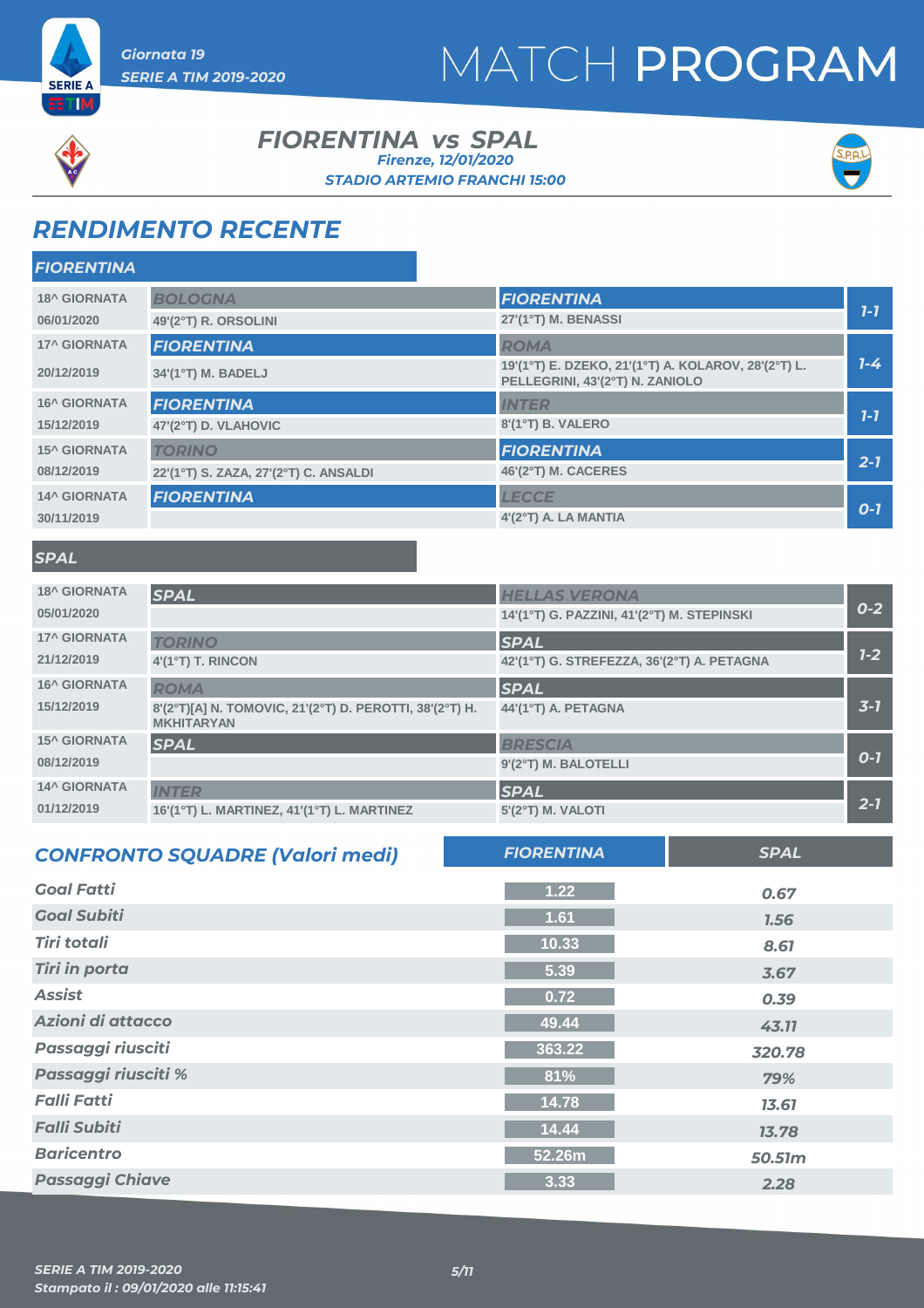Giornata 19
SERIE A TIM 2019-2020

# MATCH PROGRAM

## FIORENTINA vs SPAL

Firenze, 12/01/2020

STADIO ARTEMIO FRANCHI 15:00

## RENDIMENTO RECENTE

### FIORENTINA

| Giornata | Casa | Ospite | Risultato |
|---|---|---|---|
| 18^ GIORNATA 06/01/2020 | BOLOGNA 49'(2°T) R. ORSOLINI | FIORENTINA 27'(1°T) M. BENASSI | 1-1 |
| 17^ GIORNATA 20/12/2019 | FIORENTINA 34'(1°T) M. BADELJ | ROMA 19'(1°T) E. DZEKO, 21'(1°T) A. KOLAROV, 28'(2°T) L. PELLEGRINI, 43'(2°T) N. ZANIOLO | 1-4 |
| 16^ GIORNATA 15/12/2019 | FIORENTINA 47'(2°T) D. VLAHOVIC | INTER 8'(1°T) B. VALERO | 1-1 |
| 15^ GIORNATA 08/12/2019 | TORINO 22'(1°T) S. ZAZA, 27'(2°T) C. ANSALDI | FIORENTINA 46'(2°T) M. CACERES | 2-1 |
| 14^ GIORNATA 30/11/2019 | FIORENTINA | LECCE 4'(2°T) A. LA MANTIA | 0-1 |

### SPAL

| Giornata | Casa | Ospite | Risultato |
|---|---|---|---|
| 18^ GIORNATA 05/01/2020 | SPAL | HELLAS VERONA 14'(1°T) G. PAZZINI, 41'(2°T) M. STEPINSKI | 0-2 |
| 17^ GIORNATA 21/12/2019 | TORINO 4'(1°T) T. RINCON | SPAL 42'(1°T) G. STREFEZZA, 36'(2°T) A. PETAGNA | 1-2 |
| 16^ GIORNATA 15/12/2019 | ROMA 8'(2°T)[A] N. TOMOVIC, 21'(2°T) D. PEROTTI, 38'(2°T) H. MKHITARYAN | SPAL 44'(1°T) A. PETAGNA | 3-1 |
| 15^ GIORNATA 08/12/2019 | SPAL | BRESCIA 9'(2°T) M. BALOTELLI | 0-1 |
| 14^ GIORNATA 01/12/2019 | INTER 16'(1°T) L. MARTINEZ, 41'(1°T) L. MARTINEZ | SPAL 5'(2°T) M. VALOTI | 2-1 |

## CONFRONTO SQUADRE (Valori medi)

| | FIORENTINA | SPAL |
|---|---|---|
| Goal Fatti | 1.22 | 0.67 |
| Goal Subiti | 1.61 | 1.56 |
| Tiri totali | 10.33 | 8.61 |
| Tiri in porta | 5.39 | 3.67 |
| Assist | 0.72 | 0.39 |
| Azioni di attacco | 49.44 | 43.11 |
| Passaggi riusciti | 363.22 | 320.78 |
| Passaggi riusciti % | 81% | 79% |
| Falli Fatti | 14.78 | 13.61 |
| Falli Subiti | 14.44 | 13.78 |
| Baricentro | 52.26m | 50.51m |
| Passaggi Chiave | 3.33 | 2.28 |

SERIE A TIM 2019-2020
Stampato il : 09/01/2020 alle 11:15:41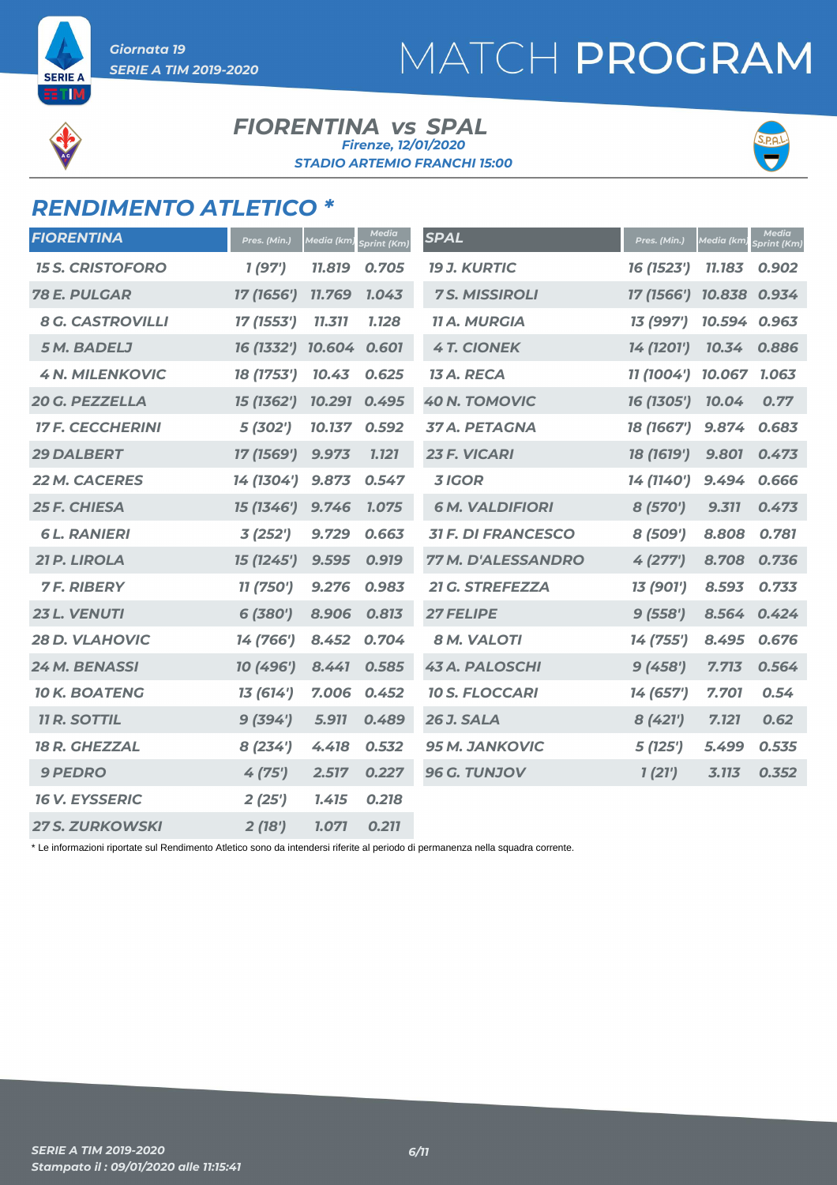# MATCH PROGRAM

Giornata 19
SERIE A TIM 2019-2020

## FIORENTINA vs SPAL

Firenze, 12/01/2020
STADIO ARTEMIO FRANCHI 15:00

## RENDIMENTO ATLETICO *

| FIORENTINA | Pres. (Min.) | Media (km) | Media Sprint (Km) |
|---|---|---|---|
| 15 S. CRISTOFORO | 1 (97') | 11.819 | 0.705 |
| 78 E. PULGAR | 17 (1656') | 11.769 | 1.043 |
| 8 G. CASTROVILLI | 17 (1553') | 11.311 | 1.128 |
| 5 M. BADELJ | 16 (1332') | 10.604 | 0.601 |
| 4 N. MILENKOVIC | 18 (1753') | 10.43 | 0.625 |
| 20 G. PEZZELLA | 15 (1362') | 10.291 | 0.495 |
| 17 F. CECCHERINI | 5 (302') | 10.137 | 0.592 |
| 29 DALBERT | 17 (1569') | 9.973 | 1.121 |
| 22 M. CACERES | 14 (1304') | 9.873 | 0.547 |
| 25 F. CHIESA | 15 (1346') | 9.746 | 1.075 |
| 6 L. RANIERI | 3 (252') | 9.729 | 0.663 |
| 21 P. LIROLA | 15 (1245') | 9.595 | 0.919 |
| 7 F. RIBERY | 11 (750') | 9.276 | 0.983 |
| 23 L. VENUTI | 6 (380') | 8.906 | 0.813 |
| 28 D. VLAHOVIC | 14 (766') | 8.452 | 0.704 |
| 24 M. BENASSI | 10 (496') | 8.441 | 0.585 |
| 10 K. BOATENG | 13 (614') | 7.006 | 0.452 |
| 11 R. SOTTIL | 9 (394') | 5.911 | 0.489 |
| 18 R. GHEZZAL | 8 (234') | 4.418 | 0.532 |
| 9 PEDRO | 4 (75') | 2.517 | 0.227 |
| 16 V. EYSSERIC | 2 (25') | 1.415 | 0.218 |
| 27 S. ZURKOWSKI | 2 (18') | 1.071 | 0.211 |

| SPAL | Pres. (Min.) | Media (km) | Media Sprint (Km) |
|---|---|---|---|
| 19 J. KURTIC | 16 (1523') | 11.183 | 0.902 |
| 7 S. MISSIROLI | 17 (1566') | 10.838 | 0.934 |
| 11 A. MURGIA | 13 (997') | 10.594 | 0.963 |
| 4 T. CIONEK | 14 (1201') | 10.34 | 0.886 |
| 13 A. RECA | 11 (1004') | 10.067 | 1.063 |
| 40 N. TOMOVIC | 16 (1305') | 10.04 | 0.77 |
| 37 A. PETAGNA | 18 (1667') | 9.874 | 0.683 |
| 23 F. VICARI | 18 (1619') | 9.801 | 0.473 |
| 3 IGOR | 14 (1140') | 9.494 | 0.666 |
| 6 M. VALDIFIORI | 8 (570') | 9.311 | 0.473 |
| 31 F. DI FRANCESCO | 8 (509') | 8.808 | 0.781 |
| 77 M. D'ALESSANDRO | 4 (277') | 8.708 | 0.736 |
| 21 G. STREFEZZA | 13 (901') | 8.593 | 0.733 |
| 27 FELIPE | 9 (558') | 8.564 | 0.424 |
| 8 M. VALOTI | 14 (755') | 8.495 | 0.676 |
| 43 A. PALOSCHI | 9 (458') | 7.713 | 0.564 |
| 10 S. FLOCCARI | 14 (657') | 7.701 | 0.54 |
| 26 J. SALA | 8 (421') | 7.121 | 0.62 |
| 95 M. JANKOVIC | 5 (125') | 5.499 | 0.535 |
| 96 G. TUNJOV | 1 (21') | 3.113 | 0.352 |

* Le informazioni riportate sul Rendimento Atletico sono da intendersi riferite al periodo di permanenza nella squadra corrente.

SERIE A TIM 2019-2020
Stampato il : 09/01/2020 alle 11:15:41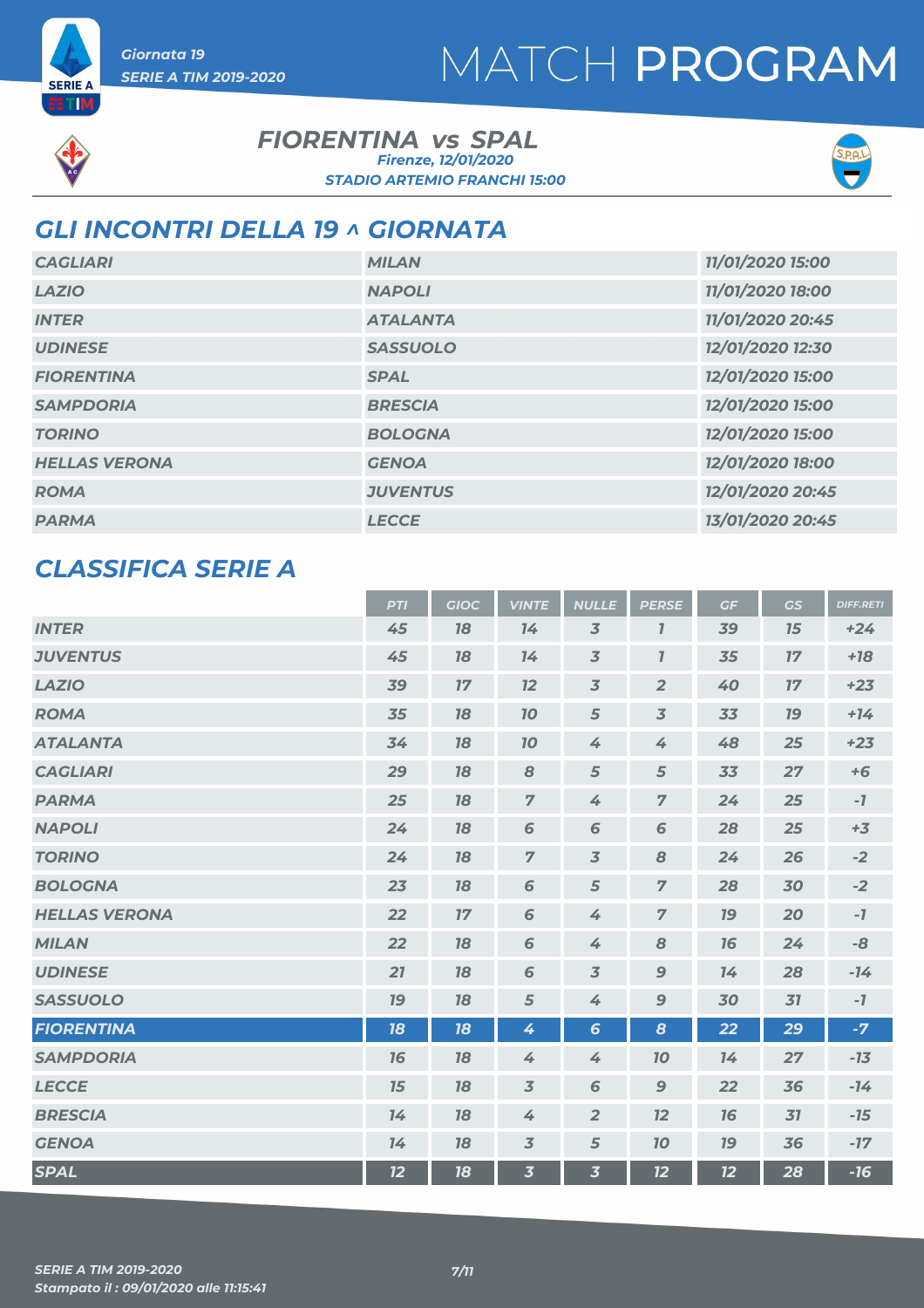Giornata 19
SERIE A TIM 2019-2020

# MATCH PROGRAM

**FIORENTINA vs SPAL**
*Firenze, 12/01/2020*
*STADIO ARTEMIO FRANCHI 15:00*

## GLI INCONTRI DELLA 19 ^ GIORNATA

| | | |
|---|---|---|
| CAGLIARI | MILAN | 11/01/2020 15:00 |
| LAZIO | NAPOLI | 11/01/2020 18:00 |
| INTER | ATALANTA | 11/01/2020 20:45 |
| UDINESE | SASSUOLO | 12/01/2020 12:30 |
| FIORENTINA | SPAL | 12/01/2020 15:00 |
| SAMPDORIA | BRESCIA | 12/01/2020 15:00 |
| TORINO | BOLOGNA | 12/01/2020 15:00 |
| HELLAS VERONA | GENOA | 12/01/2020 18:00 |
| ROMA | JUVENTUS | 12/01/2020 20:45 |
| PARMA | LECCE | 13/01/2020 20:45 |

## CLASSIFICA SERIE A

| | PTI | GIOC | VINTE | NULLE | PERSE | GF | GS | DIFF.RETI |
|---|---|---|---|---|---|---|---|---|
| INTER | 45 | 18 | 14 | 3 | 1 | 39 | 15 | +24 |
| JUVENTUS | 45 | 18 | 14 | 3 | 1 | 35 | 17 | +18 |
| LAZIO | 39 | 17 | 12 | 3 | 2 | 40 | 17 | +23 |
| ROMA | 35 | 18 | 10 | 5 | 3 | 33 | 19 | +14 |
| ATALANTA | 34 | 18 | 10 | 4 | 4 | 48 | 25 | +23 |
| CAGLIARI | 29 | 18 | 8 | 5 | 5 | 33 | 27 | +6 |
| PARMA | 25 | 18 | 7 | 4 | 7 | 24 | 25 | -1 |
| NAPOLI | 24 | 18 | 6 | 6 | 6 | 28 | 25 | +3 |
| TORINO | 24 | 18 | 7 | 3 | 8 | 24 | 26 | -2 |
| BOLOGNA | 23 | 18 | 6 | 5 | 7 | 28 | 30 | -2 |
| HELLAS VERONA | 22 | 17 | 6 | 4 | 7 | 19 | 20 | -1 |
| MILAN | 22 | 18 | 6 | 4 | 8 | 16 | 24 | -8 |
| UDINESE | 21 | 18 | 6 | 3 | 9 | 14 | 28 | -14 |
| SASSUOLO | 19 | 18 | 5 | 4 | 9 | 30 | 31 | -1 |
| FIORENTINA | 18 | 18 | 4 | 6 | 8 | 22 | 29 | -7 |
| SAMPDORIA | 16 | 18 | 4 | 4 | 10 | 14 | 27 | -13 |
| LECCE | 15 | 18 | 3 | 6 | 9 | 22 | 36 | -14 |
| BRESCIA | 14 | 18 | 4 | 2 | 12 | 16 | 31 | -15 |
| GENOA | 14 | 18 | 3 | 5 | 10 | 19 | 36 | -17 |
| SPAL | 12 | 18 | 3 | 3 | 12 | 12 | 28 | -16 |

SERIE A TIM 2019-2020
Stampato il : 09/01/2020 alle 11:15:41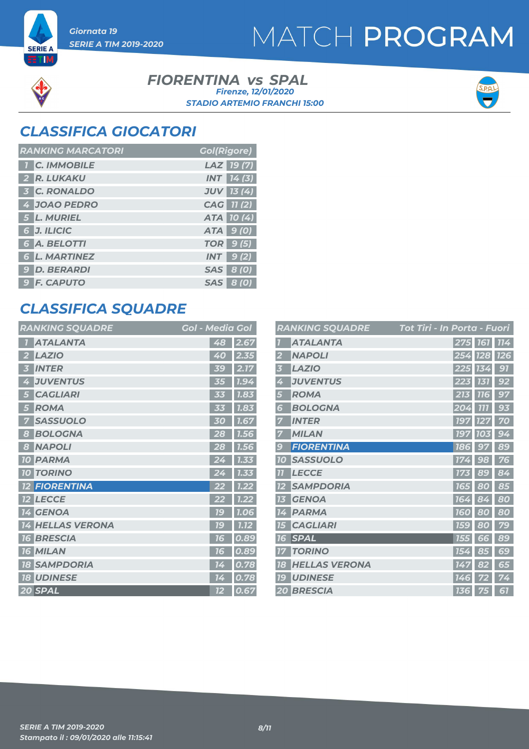Giornata 19

SERIE A TIM 2019-2020

# MATCH PROGRAM

## FIORENTINA vs SPAL

Firenze, 12/01/2020

STADIO ARTEMIO FRANCHI 15:00

## CLASSIFICA GIOCATORI

| RANKING MARCATORI | | | Gol(Rigore) |
|---|---|---|---|
| 1 | C. IMMOBILE | LAZ | 19 (7) |
| 2 | R. LUKAKU | INT | 14 (3) |
| 3 | C. RONALDO | JUV | 13 (4) |
| 4 | JOAO PEDRO | CAG | 11 (2) |
| 5 | L. MURIEL | ATA | 10 (4) |
| 6 | J. ILICIC | ATA | 9 (0) |
| 6 | A. BELOTTI | TOR | 9 (5) |
| 6 | L. MARTINEZ | INT | 9 (2) |
| 9 | D. BERARDI | SAS | 8 (0) |
| 9 | F. CAPUTO | SAS | 8 (0) |

## CLASSIFICA SQUADRE

| RANKING SQUADRE | | Gol | Media Gol |
|---|---|---|---|
| 1 | ATALANTA | 48 | 2.67 |
| 2 | LAZIO | 40 | 2.35 |
| 3 | INTER | 39 | 2.17 |
| 4 | JUVENTUS | 35 | 1.94 |
| 5 | CAGLIARI | 33 | 1.83 |
| 5 | ROMA | 33 | 1.83 |
| 7 | SASSUOLO | 30 | 1.67 |
| 8 | BOLOGNA | 28 | 1.56 |
| 8 | NAPOLI | 28 | 1.56 |
| 10 | PARMA | 24 | 1.33 |
| 10 | TORINO | 24 | 1.33 |
| 12 | FIORENTINA | 22 | 1.22 |
| 12 | LECCE | 22 | 1.22 |
| 14 | GENOA | 19 | 1.06 |
| 14 | HELLAS VERONA | 19 | 1.12 |
| 16 | BRESCIA | 16 | 0.89 |
| 16 | MILAN | 16 | 0.89 |
| 18 | SAMPDORIA | 14 | 0.78 |
| 18 | UDINESE | 14 | 0.78 |
| 20 | SPAL | 12 | 0.67 |

| RANKING SQUADRE | | Tot Tiri | In Porta | Fuori |
|---|---|---|---|---|
| 1 | ATALANTA | 275 | 161 | 114 |
| 2 | NAPOLI | 254 | 128 | 126 |
| 3 | LAZIO | 225 | 134 | 91 |
| 4 | JUVENTUS | 223 | 131 | 92 |
| 5 | ROMA | 213 | 116 | 97 |
| 6 | BOLOGNA | 204 | 111 | 93 |
| 7 | INTER | 197 | 127 | 70 |
| 7 | MILAN | 197 | 103 | 94 |
| 9 | FIORENTINA | 186 | 97 | 89 |
| 10 | SASSUOLO | 174 | 98 | 76 |
| 11 | LECCE | 173 | 89 | 84 |
| 12 | SAMPDORIA | 165 | 80 | 85 |
| 13 | GENOA | 164 | 84 | 80 |
| 14 | PARMA | 160 | 80 | 80 |
| 15 | CAGLIARI | 159 | 80 | 79 |
| 16 | SPAL | 155 | 66 | 89 |
| 17 | TORINO | 154 | 85 | 69 |
| 18 | HELLAS VERONA | 147 | 82 | 65 |
| 19 | UDINESE | 146 | 72 | 74 |
| 20 | BRESCIA | 136 | 75 | 61 |

SERIE A TIM 2019-2020

Stampato il : 09/01/2020 alle 11:15:41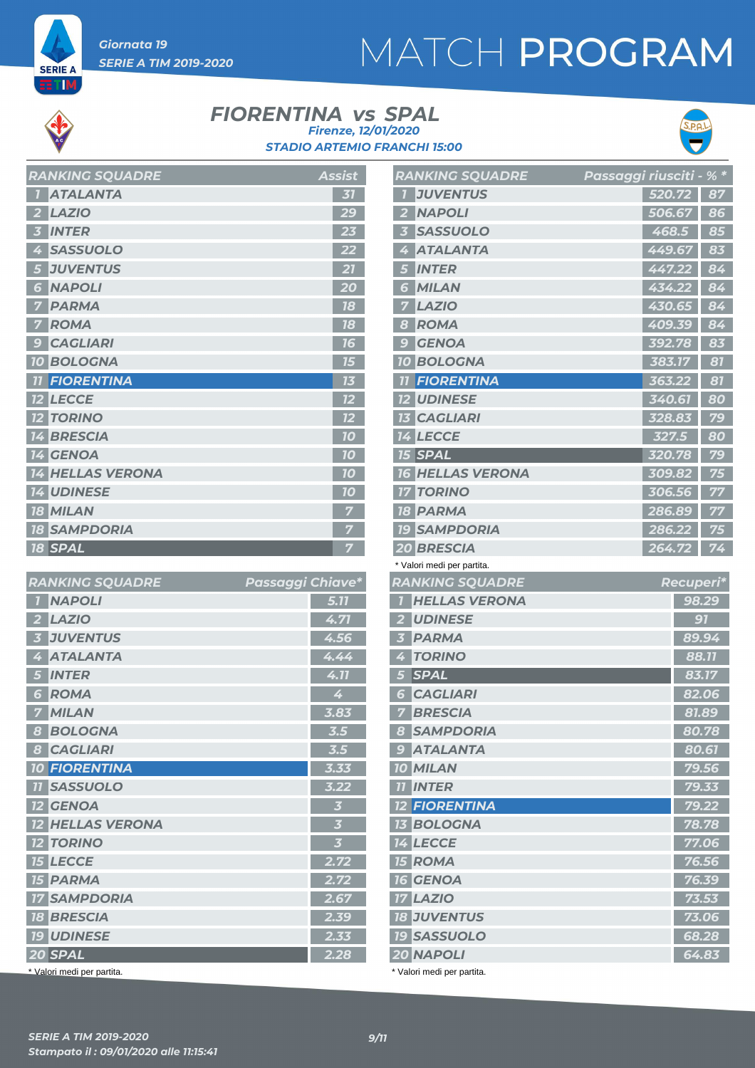Giornata 19

SERIE A TIM 2019-2020

# MATCH PROGRAM

## FIORENTINA vs SPAL

Firenze, 12/01/2020

STADIO ARTEMIO FRANCHI 15:00

| RANKING SQUADRE | | Assist |
|---|---|---|
| 1 | ATALANTA | 31 |
| 2 | LAZIO | 29 |
| 3 | INTER | 23 |
| 4 | SASSUOLO | 22 |
| 5 | JUVENTUS | 21 |
| 6 | NAPOLI | 20 |
| 7 | PARMA | 18 |
| 7 | ROMA | 18 |
| 9 | CAGLIARI | 16 |
| 10 | BOLOGNA | 15 |
| 11 | FIORENTINA | 13 |
| 12 | LECCE | 12 |
| 12 | TORINO | 12 |
| 14 | BRESCIA | 10 |
| 14 | GENOA | 10 |
| 14 | HELLAS VERONA | 10 |
| 14 | UDINESE | 10 |
| 18 | MILAN | 7 |
| 18 | SAMPDORIA | 7 |
| 18 | SPAL | 7 |

| RANKING SQUADRE | | Passaggi riusciti | % * |
|---|---|---|---|
| 1 | JUVENTUS | 520.72 | 87 |
| 2 | NAPOLI | 506.67 | 86 |
| 3 | SASSUOLO | 468.5 | 85 |
| 4 | ATALANTA | 449.67 | 83 |
| 5 | INTER | 447.22 | 84 |
| 6 | MILAN | 434.22 | 84 |
| 7 | LAZIO | 430.65 | 84 |
| 8 | ROMA | 409.39 | 84 |
| 9 | GENOA | 392.78 | 83 |
| 10 | BOLOGNA | 383.17 | 81 |
| 11 | FIORENTINA | 363.22 | 81 |
| 12 | UDINESE | 340.61 | 80 |
| 13 | CAGLIARI | 328.83 | 79 |
| 14 | LECCE | 327.5 | 80 |
| 15 | SPAL | 320.78 | 79 |
| 16 | HELLAS VERONA | 309.82 | 75 |
| 17 | TORINO | 306.56 | 77 |
| 18 | PARMA | 286.89 | 77 |
| 19 | SAMPDORIA | 286.22 | 75 |
| 20 | BRESCIA | 264.72 | 74 |

\* Valori medi per partita.

| RANKING SQUADRE | | Passaggi Chiave* |
|---|---|---|
| 1 | NAPOLI | 5.11 |
| 2 | LAZIO | 4.71 |
| 3 | JUVENTUS | 4.56 |
| 4 | ATALANTA | 4.44 |
| 5 | INTER | 4.11 |
| 6 | ROMA | 4 |
| 7 | MILAN | 3.83 |
| 8 | BOLOGNA | 3.5 |
| 8 | CAGLIARI | 3.5 |
| 10 | FIORENTINA | 3.33 |
| 11 | SASSUOLO | 3.22 |
| 12 | GENOA | 3 |
| 12 | HELLAS VERONA | 3 |
| 12 | TORINO | 3 |
| 15 | LECCE | 2.72 |
| 15 | PARMA | 2.72 |
| 17 | SAMPDORIA | 2.67 |
| 18 | BRESCIA | 2.39 |
| 19 | UDINESE | 2.33 |
| 20 | SPAL | 2.28 |

\* Valori medi per partita.

| RANKING SQUADRE | | Recuperi* |
|---|---|---|
| 1 | HELLAS VERONA | 98.29 |
| 2 | UDINESE | 91 |
| 3 | PARMA | 89.94 |
| 4 | TORINO | 88.11 |
| 5 | SPAL | 83.17 |
| 6 | CAGLIARI | 82.06 |
| 7 | BRESCIA | 81.89 |
| 8 | SAMPDORIA | 80.78 |
| 9 | ATALANTA | 80.61 |
| 10 | MILAN | 79.56 |
| 11 | INTER | 79.33 |
| 12 | FIORENTINA | 79.22 |
| 13 | BOLOGNA | 78.78 |
| 14 | LECCE | 77.06 |
| 15 | ROMA | 76.56 |
| 16 | GENOA | 76.39 |
| 17 | LAZIO | 73.53 |
| 18 | JUVENTUS | 73.06 |
| 19 | SASSUOLO | 68.28 |
| 20 | NAPOLI | 64.83 |

\* Valori medi per partita.

SERIE A TIM 2019-2020

Stampato il : 09/01/2020 alle 11:15:41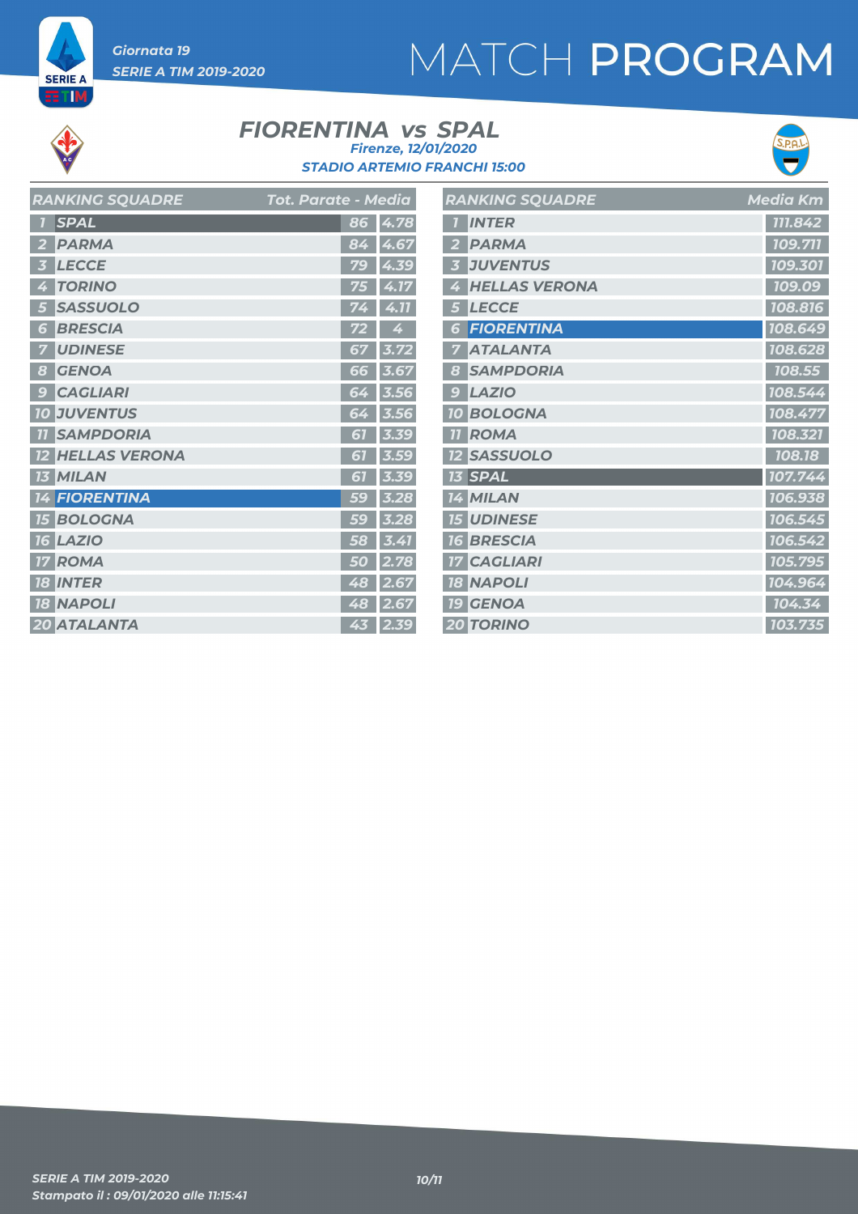# MATCH PROGRAM

Giornata 19
SERIE A TIM 2019-2020

## FIORENTINA vs SPAL

Firenze, 12/01/2020
STADIO ARTEMIO FRANCHI 15:00

| RANKING SQUADRE | | Tot. Parate | Media |
|---|---|---|---|
| 1 | SPAL | 86 | 4.78 |
| 2 | PARMA | 84 | 4.67 |
| 3 | LECCE | 79 | 4.39 |
| 4 | TORINO | 75 | 4.17 |
| 5 | SASSUOLO | 74 | 4.11 |
| 6 | BRESCIA | 72 | 4 |
| 7 | UDINESE | 67 | 3.72 |
| 8 | GENOA | 66 | 3.67 |
| 9 | CAGLIARI | 64 | 3.56 |
| 10 | JUVENTUS | 64 | 3.56 |
| 11 | SAMPDORIA | 61 | 3.39 |
| 12 | HELLAS VERONA | 61 | 3.59 |
| 13 | MILAN | 61 | 3.39 |
| 14 | FIORENTINA | 59 | 3.28 |
| 15 | BOLOGNA | 59 | 3.28 |
| 16 | LAZIO | 58 | 3.41 |
| 17 | ROMA | 50 | 2.78 |
| 18 | INTER | 48 | 2.67 |
| 18 | NAPOLI | 48 | 2.67 |
| 20 | ATALANTA | 43 | 2.39 |

| RANKING SQUADRE | | Media Km |
|---|---|---|
| 1 | INTER | 111.842 |
| 2 | PARMA | 109.711 |
| 3 | JUVENTUS | 109.301 |
| 4 | HELLAS VERONA | 109.09 |
| 5 | LECCE | 108.816 |
| 6 | FIORENTINA | 108.649 |
| 7 | ATALANTA | 108.628 |
| 8 | SAMPDORIA | 108.55 |
| 9 | LAZIO | 108.544 |
| 10 | BOLOGNA | 108.477 |
| 11 | ROMA | 108.321 |
| 12 | SASSUOLO | 108.18 |
| 13 | SPAL | 107.744 |
| 14 | MILAN | 106.938 |
| 15 | UDINESE | 106.545 |
| 16 | BRESCIA | 106.542 |
| 17 | CAGLIARI | 105.795 |
| 18 | NAPOLI | 104.964 |
| 19 | GENOA | 104.34 |
| 20 | TORINO | 103.735 |

SERIE A TIM 2019-2020
Stampato il : 09/01/2020 alle 11:15:41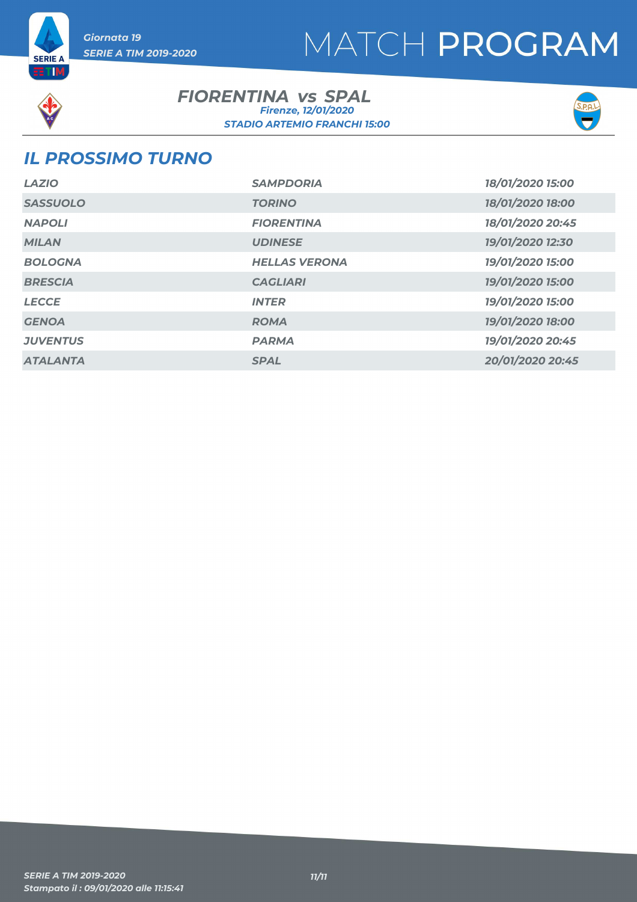Giornata 19
SERIE A TIM 2019-2020

# MATCH PROGRAM

## FIORENTINA vs SPAL

Firenze, 12/01/2020
STADIO ARTEMIO FRANCHI 15:00

## IL PROSSIMO TURNO

| | | |
|---|---|---|
| LAZIO | SAMPDORIA | 18/01/2020 15:00 |
| SASSUOLO | TORINO | 18/01/2020 18:00 |
| NAPOLI | FIORENTINA | 18/01/2020 20:45 |
| MILAN | UDINESE | 19/01/2020 12:30 |
| BOLOGNA | HELLAS VERONA | 19/01/2020 15:00 |
| BRESCIA | CAGLIARI | 19/01/2020 15:00 |
| LECCE | INTER | 19/01/2020 15:00 |
| GENOA | ROMA | 19/01/2020 18:00 |
| JUVENTUS | PARMA | 19/01/2020 20:45 |
| ATALANTA | SPAL | 20/01/2020 20:45 |

SERIE A TIM 2019-2020
Stampato il : 09/01/2020 alle 11:15:41